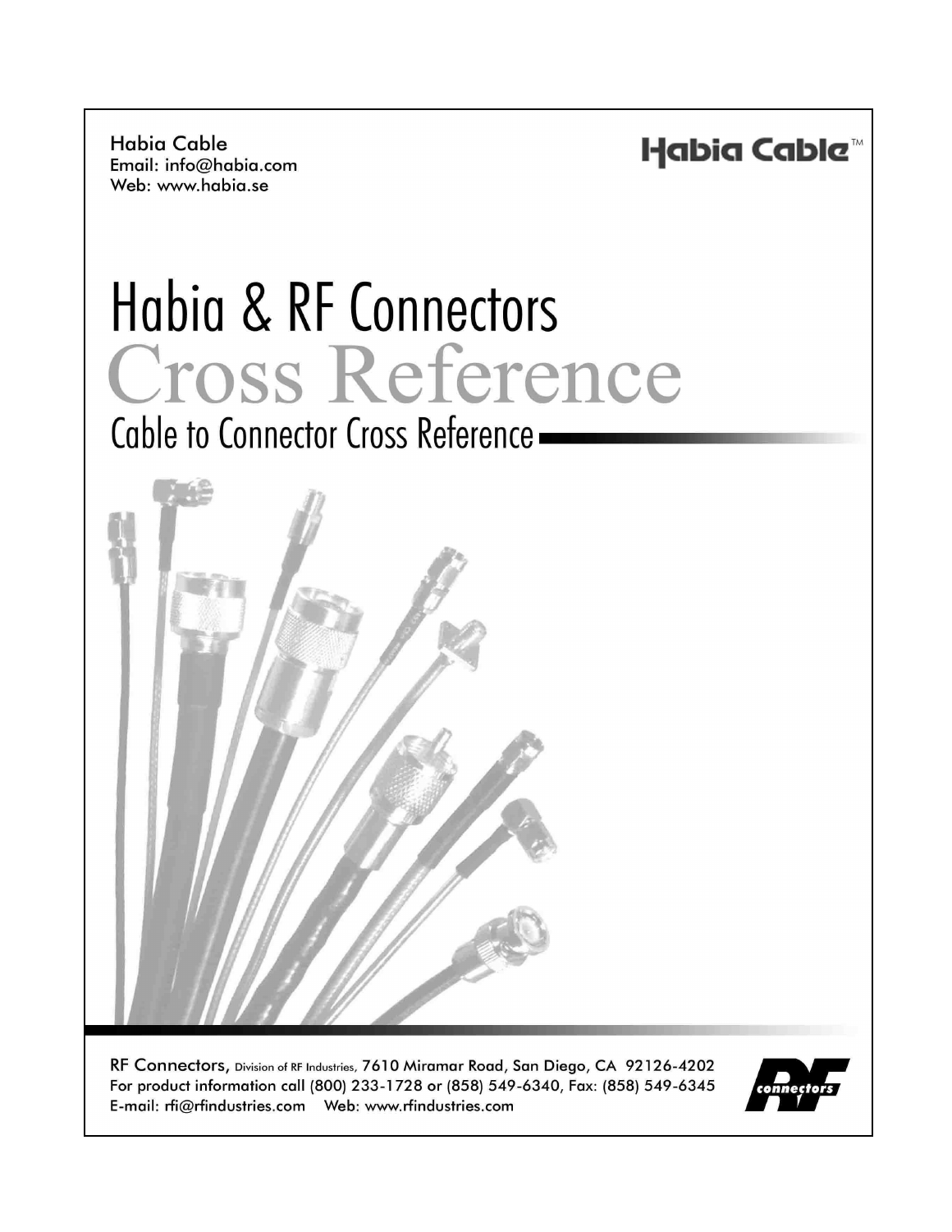Habia Cable
Email: info@habia.com
Web: www.habia.se

Habia Cable™

# Habia & RF Connectors

# Cross Reference

## Cable to Connector Cross Reference

RF Connectors, Division of RF Industries, 7610 Miramar Road, San Diego, CA 92126-4202
For product information call (800) 233-1728 or (858) 549-6340, Fax: (858) 549-6345
E-mail: rfi@rfindustries.com Web: www.rfindustries.com

RF connectors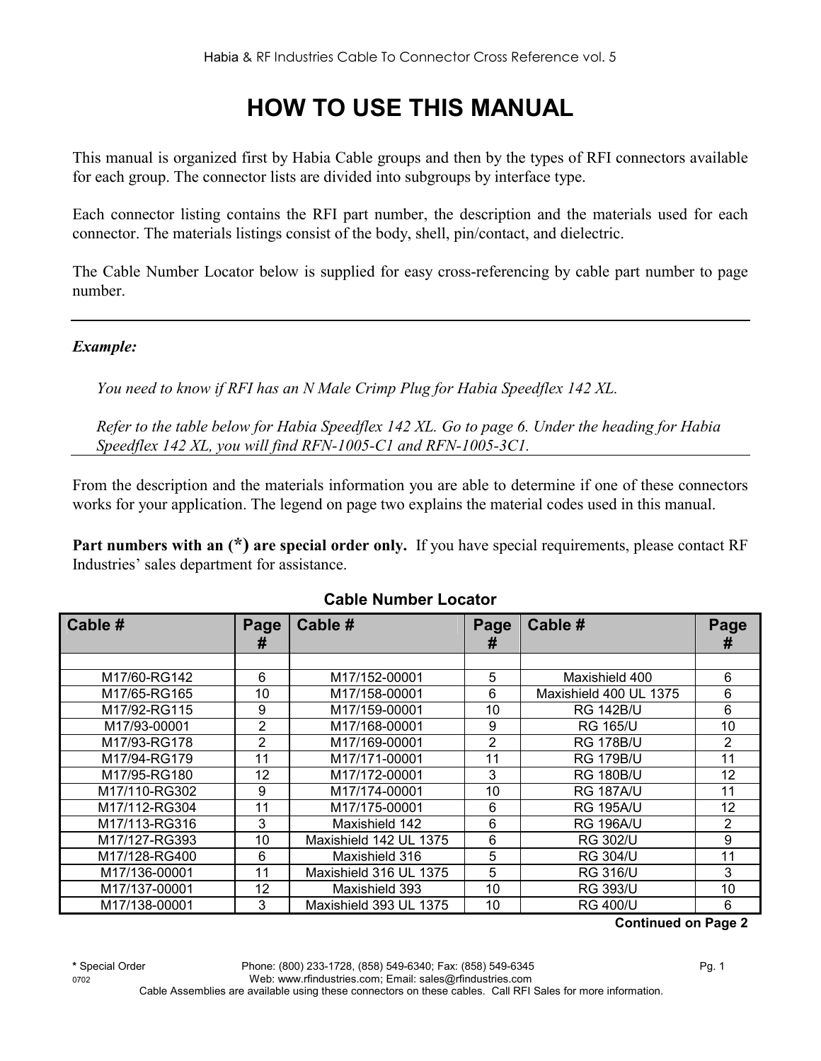// HOW TO USE THIS MANUAL

This manual is organized first by Habia Cable groups and then by the types of RFI connectors available for each group. The connector lists are divided into subgroups by interface type.

Each connector listing contains the RFI part number, the description and the materials used for each connector. The materials listings consist of the body, shell, pin/contact, and dielectric.

The Cable Number Locator below is supplied for easy cross-referencing by cable part number to page number.

---

***Example:***

*You need to know if RFI has an N Male Crimp Plug for Habia Speedflex 142 XL.*

*Refer to the table below for Habia Speedflex 142 XL. Go to page 6. Under the heading for Habia Speedflex 142 XL, you will find RFN-1005-C1 and RFN-1005-3C1.*

---

From the description and the materials information you are able to determine if one of these connectors works for your application. The legend on page two explains the material codes used in this manual.

**Part numbers with an (*) are special order only.** If you have special requirements, please contact RF Industries' sales department for assistance.

**Cable Number Locator**

| Cable # | Page # | Cable # | Page # | Cable # | Page # |
|---|---|---|---|---|---|
| | | | | | |
| M17/60-RG142 | 6 | M17/152-00001 | 5 | Maxishield 400 | 6 |
| M17/65-RG165 | 10 | M17/158-00001 | 6 | Maxishield 400 UL 1375 | 6 |
| M17/92-RG115 | 9 | M17/159-00001 | 10 | RG 142B/U | 6 |
| M17/93-00001 | 2 | M17/168-00001 | 9 | RG 165/U | 10 |
| M17/93-RG178 | 2 | M17/169-00001 | 2 | RG 178B/U | 2 |
| M17/94-RG179 | 11 | M17/171-00001 | 11 | RG 179B/U | 11 |
| M17/95-RG180 | 12 | M17/172-00001 | 3 | RG 180B/U | 12 |
| M17/110-RG302 | 9 | M17/174-00001 | 10 | RG 187A/U | 11 |
| M17/112-RG304 | 11 | M17/175-00001 | 6 | RG 195A/U | 12 |
| M17/113-RG316 | 3 | Maxishield 142 | 6 | RG 196A/U | 2 |
| M17/127-RG393 | 10 | Maxishield 142 UL 1375 | 6 | RG 302/U | 9 |
| M17/128-RG400 | 6 | Maxishield 316 | 5 | RG 304/U | 11 |
| M17/136-00001 | 11 | Maxishield 316 UL 1375 | 5 | RG 316/U | 3 |
| M17/137-00001 | 12 | Maxishield 393 | 10 | RG 393/U | 10 |
| M17/138-00001 | 3 | Maxishield 393 UL 1375 | 10 | RG 400/U | 6 |

**Continued on Page 2**

* Special Order

Cable Assemblies are available using these connectors on these cables. Call RFI Sales for more information.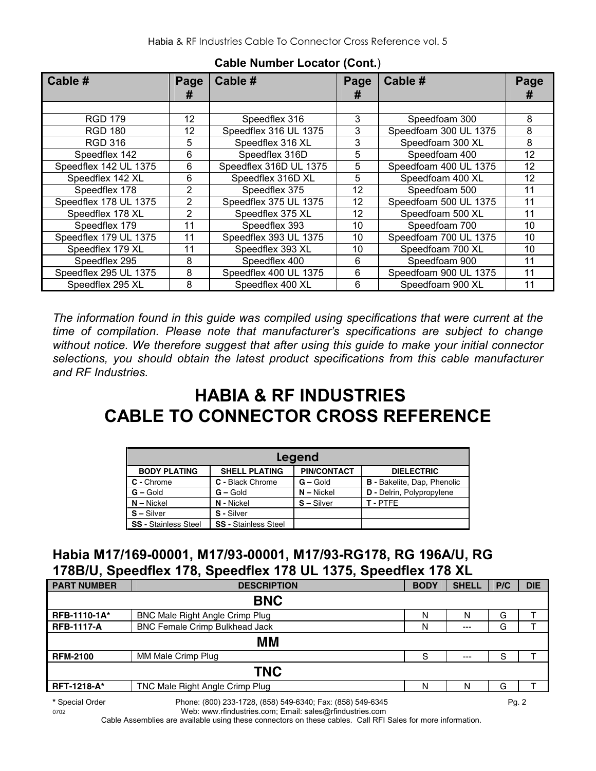**Cable Number Locator (Cont.)**

| Cable # | Page # | Cable # | Page # | Cable # | Page # |
|---|---|---|---|---|---|
| | | | | | |
| RGD 179 | 12 | Speedflex 316 | 3 | Speedfoam 300 | 8 |
| RGD 180 | 12 | Speedflex 316 UL 1375 | 3 | Speedfoam 300 UL 1375 | 8 |
| RGD 316 | 5 | Speedflex 316 XL | 3 | Speedfoam 300 XL | 8 |
| Speedflex 142 | 6 | Speedflex 316D | 5 | Speedfoam 400 | 12 |
| Speedflex 142 UL 1375 | 6 | Speedflex 316D UL 1375 | 5 | Speedfoam 400 UL 1375 | 12 |
| Speedflex 142 XL | 6 | Speedflex 316D XL | 5 | Speedfoam 400 XL | 12 |
| Speedflex 178 | 2 | Speedflex 375 | 12 | Speedfoam 500 | 11 |
| Speedflex 178 UL 1375 | 2 | Speedflex 375 UL 1375 | 12 | Speedfoam 500 UL 1375 | 11 |
| Speedflex 178 XL | 2 | Speedflex 375 XL | 12 | Speedfoam 500 XL | 11 |
| Speedflex 179 | 11 | Speedflex 393 | 10 | Speedfoam 700 | 10 |
| Speedflex 179 UL 1375 | 11 | Speedflex 393 UL 1375 | 10 | Speedfoam 700 UL 1375 | 10 |
| Speedflex 179 XL | 11 | Speedflex 393 XL | 10 | Speedfoam 700 XL | 10 |
| Speedflex 295 | 8 | Speedflex 400 | 6 | Speedfoam 900 | 11 |
| Speedflex 295 UL 1375 | 8 | Speedflex 400 UL 1375 | 6 | Speedfoam 900 UL 1375 | 11 |
| Speedflex 295 XL | 8 | Speedflex 400 XL | 6 | Speedfoam 900 XL | 11 |

*The information found in this guide was compiled using specifications that were current at the time of compilation. Please note that manufacturer's specifications are subject to change without notice. We therefore suggest that after using this guide to make your initial connector selections, you should obtain the latest product specifications from this cable manufacturer and RF Industries.*

# HABIA & RF INDUSTRIES CABLE TO CONNECTOR CROSS REFERENCE

| Legend | | | |
|---|---|---|---|
| **BODY PLATING** | **SHELL PLATING** | **PIN/CONTACT** | **DIELECTRIC** |
| **C -** Chrome | **C -** Black Chrome | **G –** Gold | **B -** Bakelite, Dap, Phenolic |
| **G –** Gold | **G –** Gold | **N –** Nickel | **D -** Delrin, Polypropylene |
| **N –** Nickel | **N -** Nickel | **S –** Silver | **T -** PTFE |
| **S –** Silver | **S -** Silver | | |
| **SS -** Stainless Steel | **SS -** Stainless Steel | | |

## Habia M17/169-00001, M17/93-00001, M17/93-RG178, RG 196A/U, RG 178B/U, Speedflex 178, Speedflex 178 UL 1375, Speedflex 178 XL

| PART NUMBER | DESCRIPTION | BODY | SHELL | P/C | DIE |
|---|---|---|---|---|---|
| **BNC** | | | | | |
| **RFB-1110-1A*** | BNC Male Right Angle Crimp Plug | N | N | G | T |
| **RFB-1117-A** | BNC Female Crimp Bulkhead Jack | N | --- | G | T |
| **MM** | | | | | |
| **RFM-2100** | MM Male Crimp Plug | S | --- | S | T |
| **TNC** | | | | | |
| **RFT-1218-A*** | TNC Male Right Angle Crimp Plug | N | N | G | T |

**\*** Special Order

Cable Assemblies are available using these connectors on these cables. Call RFI Sales for more information.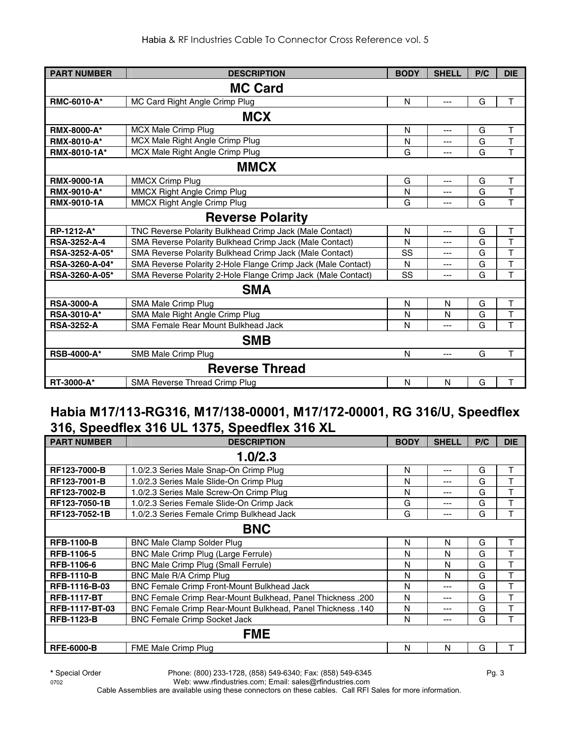| PART NUMBER | DESCRIPTION | BODY | SHELL | P/C | DIE |
|---|---|---|---|---|---|
| **MC Card** | | | | | |
| **RMC-6010-A*** | MC Card Right Angle Crimp Plug | N | --- | G | T |
| **MCX** | | | | | |
| **RMX-8000-A*** | MCX Male Crimp Plug | N | --- | G | T |
| **RMX-8010-A*** | MCX Male Right Angle Crimp Plug | N | --- | G | T |
| **RMX-8010-1A*** | MCX Male Right Angle Crimp Plug | G | --- | G | T |
| **MMCX** | | | | | |
| **RMX-9000-1A** | MMCX Crimp Plug | G | --- | G | T |
| **RMX-9010-A*** | MMCX Right Angle Crimp Plug | N | --- | G | T |
| **RMX-9010-1A** | MMCX Right Angle Crimp Plug | G | --- | G | T |
| **Reverse Polarity** | | | | | |
| **RP-1212-A*** | TNC Reverse Polarity Bulkhead Crimp Jack (Male Contact) | N | --- | G | T |
| **RSA-3252-A-4** | SMA Reverse Polarity Bulkhead Crimp Jack (Male Contact) | N | --- | G | T |
| **RSA-3252-A-05*** | SMA Reverse Polarity Bulkhead Crimp Jack (Male Contact) | SS | --- | G | T |
| **RSA-3260-A-04*** | SMA Reverse Polarity 2-Hole Flange Crimp Jack (Male Contact) | N | --- | G | T |
| **RSA-3260-A-05*** | SMA Reverse Polarity 2-Hole Flange Crimp Jack (Male Contact) | SS | --- | G | T |
| **SMA** | | | | | |
| **RSA-3000-A** | SMA Male Crimp Plug | N | N | G | T |
| **RSA-3010-A*** | SMA Male Right Angle Crimp Plug | N | N | G | T |
| **RSA-3252-A** | SMA Female Rear Mount Bulkhead Jack | N | --- | G | T |
| **SMB** | | | | | |
| **RSB-4000-A*** | SMB Male Crimp Plug | N | --- | G | T |
| **Reverse Thread** | | | | | |
| **RT-3000-A*** | SMA Reverse Thread Crimp Plug | N | N | G | T |

## Habia M17/113-RG316, M17/138-00001, M17/172-00001, RG 316/U, Speedflex 316, Speedflex 316 UL 1375, Speedflex 316 XL

| PART NUMBER | DESCRIPTION | BODY | SHELL | P/C | DIE |
|---|---|---|---|---|---|
| **1.0/2.3** | | | | | |
| **RF123-7000-B** | 1.0/2.3 Series Male Snap-On Crimp Plug | N | --- | G | T |
| **RF123-7001-B** | 1.0/2.3 Series Male Slide-On Crimp Plug | N | --- | G | T |
| **RF123-7002-B** | 1.0/2.3 Series Male Screw-On Crimp Plug | N | --- | G | T |
| **RF123-7050-1B** | 1.0/2.3 Series Female Slide-On Crimp Jack | G | --- | G | T |
| **RF123-7052-1B** | 1.0/2.3 Series Female Crimp Bulkhead Jack | G | --- | G | T |
| **BNC** | | | | | |
| **RFB-1100-B** | BNC Male Clamp Solder Plug | N | N | G | T |
| **RFB-1106-5** | BNC Male Crimp Plug (Large Ferrule) | N | N | G | T |
| **RFB-1106-6** | BNC Male Crimp Plug (Small Ferrule) | N | N | G | T |
| **RFB-1110-B** | BNC Male R/A Crimp Plug | N | N | G | T |
| **RFB-1116-B-03** | BNC Female Crimp Front-Mount Bulkhead Jack | N | --- | G | T |
| **RFB-1117-BT** | BNC Female Crimp Rear-Mount Bulkhead, Panel Thickness .200 | N | --- | G | T |
| **RFB-1117-BT-03** | BNC Female Crimp Rear-Mount Bulkhead, Panel Thickness .140 | N | --- | G | T |
| **RFB-1123-B** | BNC Female Crimp Socket Jack | N | --- | G | T |
| **FME** | | | | | |
| **RFE-6000-B** | FME Male Crimp Plug | N | N | G | T |

**\*** Special Order

Phone: (800) 233-1728, (858) 549-6340; Fax: (858) 549-6345
Web: www.rfindustries.com; Email: sales@rfindustries.com
Cable Assemblies are available using these connectors on these cables. Call RFI Sales for more information.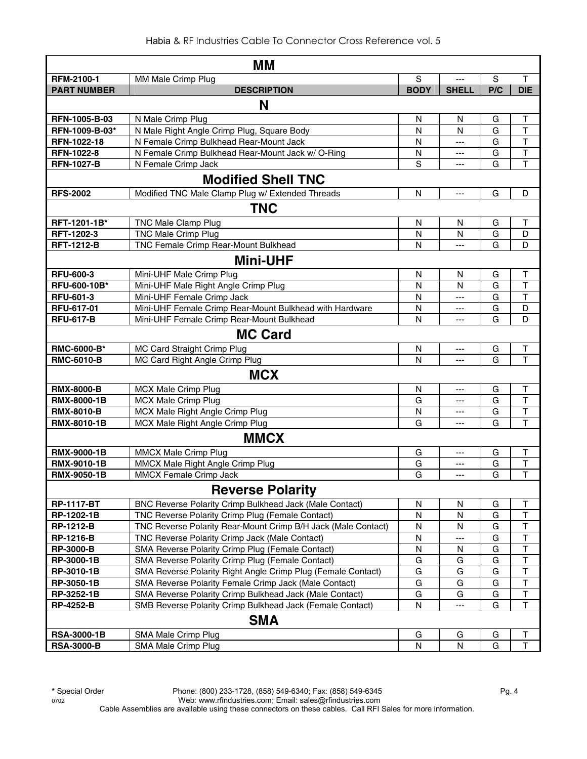| MM | | | | | |
|---|---|---|---|---|---|
| RFM-2100-1 | MM Male Crimp Plug | S | --- | S | T |
| **PART NUMBER** | **DESCRIPTION** | **BODY** | **SHELL** | **P/C** | **DIE** |
| **N** | | | | | |
| RFN-1005-B-03 | N Male Crimp Plug | N | N | G | T |
| RFN-1009-B-03* | N Male Right Angle Crimp Plug, Square Body | N | N | G | T |
| RFN-1022-18 | N Female Crimp Bulkhead Rear-Mount Jack | N | --- | G | T |
| RFN-1022-8 | N Female Crimp Bulkhead Rear-Mount Jack w/ O-Ring | N | --- | G | T |
| RFN-1027-B | N Female Crimp Jack | S | --- | G | T |
| **Modified Shell TNC** | | | | | |
| RFS-2002 | Modified TNC Male Clamp Plug w/ Extended Threads | N | --- | G | D |
| **TNC** | | | | | |
| RFT-1201-1B* | TNC Male Clamp Plug | N | N | G | T |
| RFT-1202-3 | TNC Male Crimp Plug | N | N | G | D |
| RFT-1212-B | TNC Female Crimp Rear-Mount Bulkhead | N | --- | G | D |
| **Mini-UHF** | | | | | |
| RFU-600-3 | Mini-UHF Male Crimp Plug | N | N | G | T |
| RFU-600-10B* | Mini-UHF Male Right Angle Crimp Plug | N | N | G | T |
| RFU-601-3 | Mini-UHF Female Crimp Jack | N | --- | G | T |
| RFU-617-01 | Mini-UHF Female Crimp Rear-Mount Bulkhead with Hardware | N | --- | G | D |
| RFU-617-B | Mini-UHF Female Crimp Rear-Mount Bulkhead | N | --- | G | D |
| **MC Card** | | | | | |
| RMC-6000-B* | MC Card Straight Crimp Plug | N | --- | G | T |
| RMC-6010-B | MC Card Right Angle Crimp Plug | N | --- | G | T |
| **MCX** | | | | | |
| RMX-8000-B | MCX Male Crimp Plug | N | --- | G | T |
| RMX-8000-1B | MCX Male Crimp Plug | G | --- | G | T |
| RMX-8010-B | MCX Male Right Angle Crimp Plug | N | --- | G | T |
| RMX-8010-1B | MCX Male Right Angle Crimp Plug | G | --- | G | T |
| **MMCX** | | | | | |
| RMX-9000-1B | MMCX Male Crimp Plug | G | --- | G | T |
| RMX-9010-1B | MMCX Male Right Angle Crimp Plug | G | --- | G | T |
| RMX-9050-1B | MMCX Female Crimp Jack | G | --- | G | T |
| **Reverse Polarity** | | | | | |
| RP-1117-BT | BNC Reverse Polarity Crimp Bulkhead Jack (Male Contact) | N | N | G | T |
| RP-1202-1B | TNC Reverse Polarity Crimp Plug (Female Contact) | N | N | G | T |
| RP-1212-B | TNC Reverse Polarity Rear-Mount Crimp B/H Jack (Male Contact) | N | N | G | T |
| RP-1216-B | TNC Reverse Polarity Crimp Jack (Male Contact) | N | --- | G | T |
| RP-3000-B | SMA Reverse Polarity Crimp Plug (Female Contact) | N | N | G | T |
| RP-3000-1B | SMA Reverse Polarity Crimp Plug (Female Contact) | G | G | G | T |
| RP-3010-1B | SMA Reverse Polarity Right Angle Crimp Plug (Female Contact) | G | G | G | T |
| RP-3050-1B | SMA Reverse Polarity Female Crimp Jack (Male Contact) | G | G | G | T |
| RP-3252-1B | SMA Reverse Polarity Crimp Bulkhead Jack (Male Contact) | G | G | G | T |
| RP-4252-B | SMB Reverse Polarity Crimp Bulkhead Jack (Female Contact) | N | --- | G | T |
| **SMA** | | | | | |
| RSA-3000-1B | SMA Male Crimp Plug | G | G | G | T |
| RSA-3000-B | SMA Male Crimp Plug | N | N | G | T |

* Special Order
Phone: (800) 233-1728, (858) 549-6340; Fax: (858) 549-6345
Web: www.rfindustries.com; Email: sales@rfindustries.com
Cable Assemblies are available using these connectors on these cables. Call RFI Sales for more information.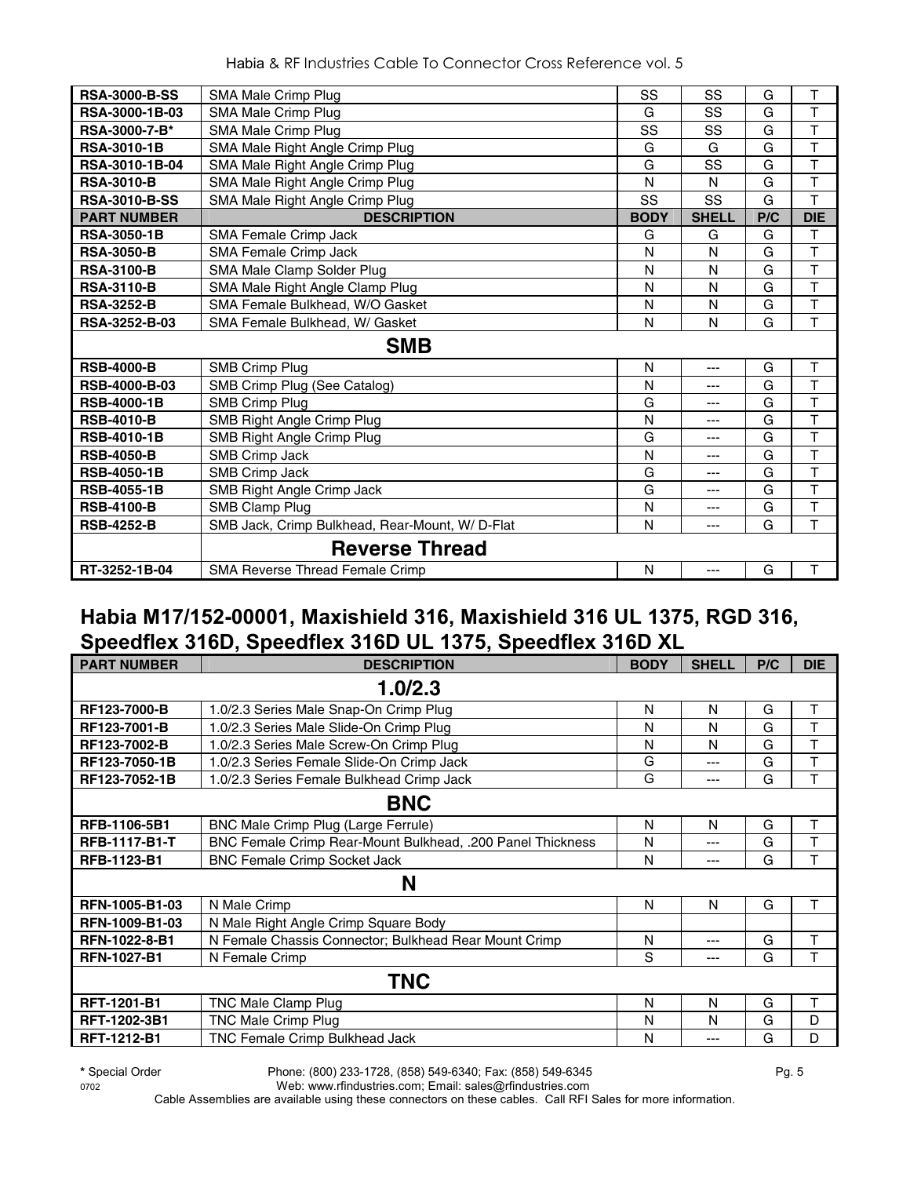| RSA-3000-B-SS | SMA Male Crimp Plug | SS | SS | G | T |
|---|---|---|---|---|---|
| RSA-3000-1B-03 | SMA Male Crimp Plug | G | SS | G | T |
| RSA-3000-7-B* | SMA Male Crimp Plug | SS | SS | G | T |
| RSA-3010-1B | SMA Male Right Angle Crimp Plug | G | G | G | T |
| RSA-3010-1B-04 | SMA Male Right Angle Crimp Plug | G | SS | G | T |
| RSA-3010-B | SMA Male Right Angle Crimp Plug | N | N | G | T |
| RSA-3010-B-SS | SMA Male Right Angle Crimp Plug | SS | SS | G | T |
| **PART NUMBER** | **DESCRIPTION** | **BODY** | **SHELL** | **P/C** | **DIE** |
| RSA-3050-1B | SMA Female Crimp Jack | G | G | G | T |
| RSA-3050-B | SMA Female Crimp Jack | N | N | G | T |
| RSA-3100-B | SMA Male Clamp Solder Plug | N | N | G | T |
| RSA-3110-B | SMA Male Right Angle Clamp Plug | N | N | G | T |
| RSA-3252-B | SMA Female Bulkhead, W/O Gasket | N | N | G | T |
| RSA-3252-B-03 | SMA Female Bulkhead, W/ Gasket | N | N | G | T |
| | **SMB** | | | | |
| RSB-4000-B | SMB Crimp Plug | N | --- | G | T |
| RSB-4000-B-03 | SMB Crimp Plug (See Catalog) | N | --- | G | T |
| RSB-4000-1B | SMB Crimp Plug | G | --- | G | T |
| RSB-4010-B | SMB Right Angle Crimp Plug | N | --- | G | T |
| RSB-4010-1B | SMB Right Angle Crimp Plug | G | --- | G | T |
| RSB-4050-B | SMB Crimp Jack | N | --- | G | T |
| RSB-4050-1B | SMB Crimp Jack | G | --- | G | T |
| RSB-4055-1B | SMB Right Angle Crimp Jack | G | --- | G | T |
| RSB-4100-B | SMB Clamp Plug | N | --- | G | T |
| RSB-4252-B | SMB Jack, Crimp Bulkhead, Rear-Mount, W/ D-Flat | N | --- | G | T |
| | **Reverse Thread** | | | | |
| RT-3252-1B-04 | SMA Reverse Thread Female Crimp | N | --- | G | T |

## Habia M17/152-00001, Maxishield 316, Maxishield 316 UL 1375, RGD 316, Speedflex 316D, Speedflex 316D UL 1375, Speedflex 316D XL

| PART NUMBER | DESCRIPTION | BODY | SHELL | P/C | DIE |
|---|---|---|---|---|---|
| | **1.0/2.3** | | | | |
| RF123-7000-B | 1.0/2.3 Series Male Snap-On Crimp Plug | N | N | G | T |
| RF123-7001-B | 1.0/2.3 Series Male Slide-On Crimp Plug | N | N | G | T |
| RF123-7002-B | 1.0/2.3 Series Male Screw-On Crimp Plug | N | N | G | T |
| RF123-7050-1B | 1.0/2.3 Series Female Slide-On Crimp Jack | G | --- | G | T |
| RF123-7052-1B | 1.0/2.3 Series Female Bulkhead Crimp Jack | G | --- | G | T |
| | **BNC** | | | | |
| RFB-1106-5B1 | BNC Male Crimp Plug (Large Ferrule) | N | N | G | T |
| RFB-1117-B1-T | BNC Female Crimp Rear-Mount Bulkhead, .200 Panel Thickness | N | --- | G | T |
| RFB-1123-B1 | BNC Female Crimp Socket Jack | N | --- | G | T |
| | **N** | | | | |
| RFN-1005-B1-03 | N Male Crimp | N | N | G | T |
| RFN-1009-B1-03 | N Male Right Angle Crimp Square Body | | | | |
| RFN-1022-8-B1 | N Female Chassis Connector; Bulkhead Rear Mount Crimp | N | --- | G | T |
| RFN-1027-B1 | N Female Crimp | S | --- | G | T |
| | **TNC** | | | | |
| RFT-1201-B1 | TNC Male Clamp Plug | N | N | G | T |
| RFT-1202-3B1 | TNC Male Crimp Plug | N | N | G | D |
| RFT-1212-B1 | TNC Female Crimp Bulkhead Jack | N | --- | G | D |

* Special Order    Phone: (800) 233-1728, (858) 549-6340; Fax: (858) 549-6345
Web: www.rfindustries.com; Email: sales@rfindustries.com
Cable Assemblies are available using these connectors on these cables. Call RFI Sales for more information.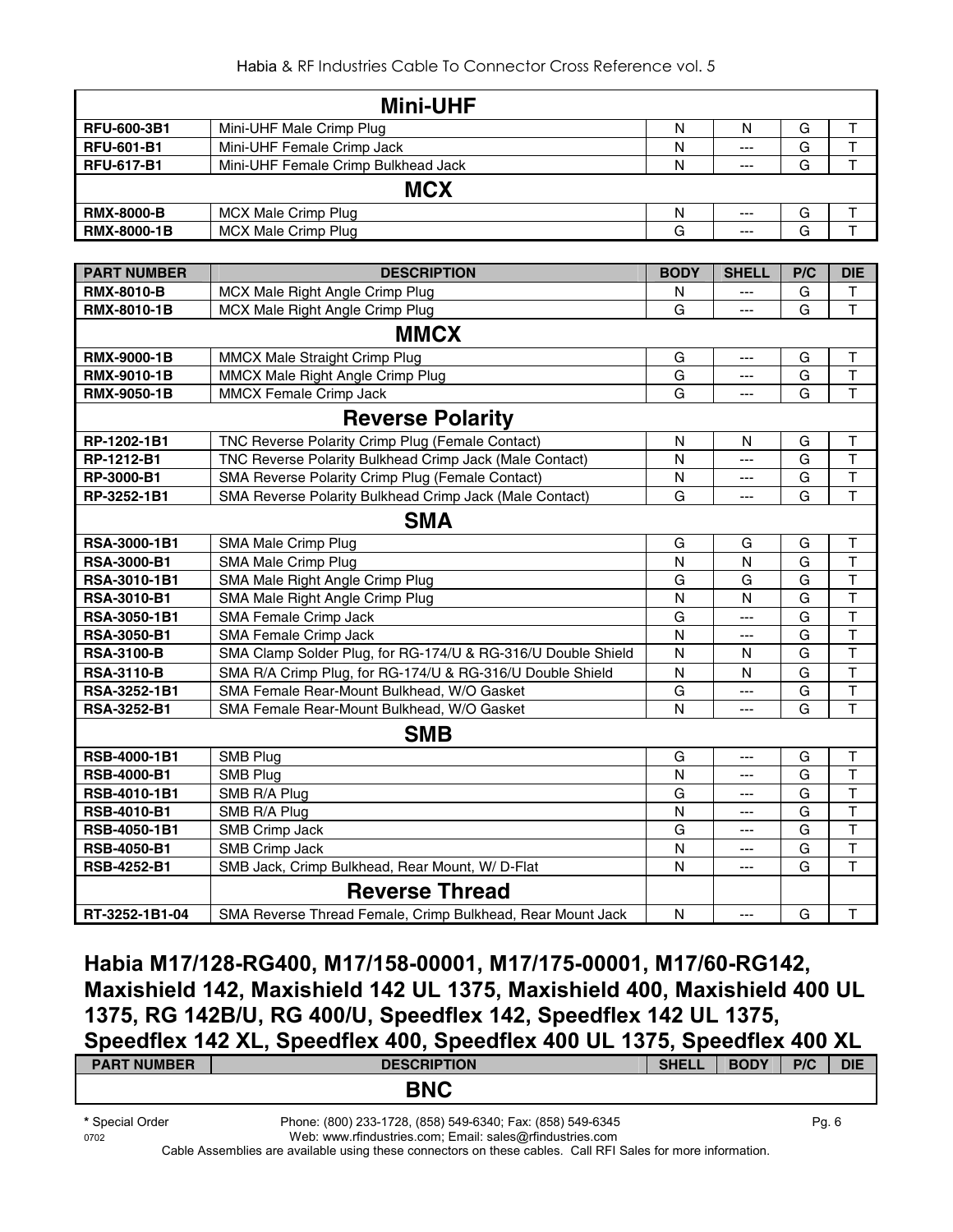| | Mini-UHF | | | | |
|---|---|---|---|---|---|
| **RFU-600-3B1** | Mini-UHF Male Crimp Plug | N | N | G | T |
| **RFU-601-B1** | Mini-UHF Female Crimp Jack | N | --- | G | T |
| **RFU-617-B1** | Mini-UHF Female Crimp Bulkhead Jack | N | --- | G | T |
| | **MCX** | | | | |
| **RMX-8000-B** | MCX Male Crimp Plug | N | --- | G | T |
| **RMX-8000-1B** | MCX Male Crimp Plug | G | --- | G | T |

| PART NUMBER | DESCRIPTION | BODY | SHELL | P/C | DIE |
|---|---|---|---|---|---|
| **RMX-8010-B** | MCX Male Right Angle Crimp Plug | N | --- | G | T |
| **RMX-8010-1B** | MCX Male Right Angle Crimp Plug | G | --- | G | T |
| | **MMCX** | | | | |
| **RMX-9000-1B** | MMCX Male Straight Crimp Plug | G | --- | G | T |
| **RMX-9010-1B** | MMCX Male Right Angle Crimp Plug | G | --- | G | T |
| **RMX-9050-1B** | MMCX Female Crimp Jack | G | --- | G | T |
| | **Reverse Polarity** | | | | |
| **RP-1202-1B1** | TNC Reverse Polarity Crimp Plug (Female Contact) | N | N | G | T |
| **RP-1212-B1** | TNC Reverse Polarity Bulkhead Crimp Jack (Male Contact) | N | --- | G | T |
| **RP-3000-B1** | SMA Reverse Polarity Crimp Plug (Female Contact) | N | --- | G | T |
| **RP-3252-1B1** | SMA Reverse Polarity Bulkhead Crimp Jack (Male Contact) | G | --- | G | T |
| | **SMA** | | | | |
| **RSA-3000-1B1** | SMA Male Crimp Plug | G | G | G | T |
| **RSA-3000-B1** | SMA Male Crimp Plug | N | N | G | T |
| **RSA-3010-1B1** | SMA Male Right Angle Crimp Plug | G | G | G | T |
| **RSA-3010-B1** | SMA Male Right Angle Crimp Plug | N | N | G | T |
| **RSA-3050-1B1** | SMA Female Crimp Jack | G | --- | G | T |
| **RSA-3050-B1** | SMA Female Crimp Jack | N | --- | G | T |
| **RSA-3100-B** | SMA Clamp Solder Plug, for RG-174/U & RG-316/U Double Shield | N | N | G | T |
| **RSA-3110-B** | SMA R/A Crimp Plug, for RG-174/U & RG-316/U Double Shield | N | N | G | T |
| **RSA-3252-1B1** | SMA Female Rear-Mount Bulkhead, W/O Gasket | G | --- | G | T |
| **RSA-3252-B1** | SMA Female Rear-Mount Bulkhead, W/O Gasket | N | --- | G | T |
| | **SMB** | | | | |
| **RSB-4000-1B1** | SMB Plug | G | --- | G | T |
| **RSB-4000-B1** | SMB Plug | N | --- | G | T |
| **RSB-4010-1B1** | SMB R/A Plug | G | --- | G | T |
| **RSB-4010-B1** | SMB R/A Plug | N | --- | G | T |
| **RSB-4050-1B1** | SMB Crimp Jack | G | --- | G | T |
| **RSB-4050-B1** | SMB Crimp Jack | N | --- | G | T |
| **RSB-4252-B1** | SMB Jack, Crimp Bulkhead, Rear Mount, W/ D-Flat | N | --- | G | T |
| | **Reverse Thread** | | | | |
| **RT-3252-1B1-04** | SMA Reverse Thread Female, Crimp Bulkhead, Rear Mount Jack | N | --- | G | T |

## Habia M17/128-RG400, M17/158-00001, M17/175-00001, M17/60-RG142, Maxishield 142, Maxishield 142 UL 1375, Maxishield 400, Maxishield 400 UL 1375, RG 142B/U, RG 400/U, Speedflex 142, Speedflex 142 UL 1375, Speedflex 142 XL, Speedflex 400, Speedflex 400 UL 1375, Speedflex 400 XL

| PART NUMBER | DESCRIPTION | SHELL | BODY | P/C | DIE |
|---|---|---|---|---|---|
| | **BNC** | | | | |

* Special Order

Phone: (800) 233-1728, (858) 549-6340; Fax: (858) 549-6345
Web: www.rfindustries.com; Email: sales@rfindustries.com
Cable Assemblies are available using these connectors on these cables. Call RFI Sales for more information.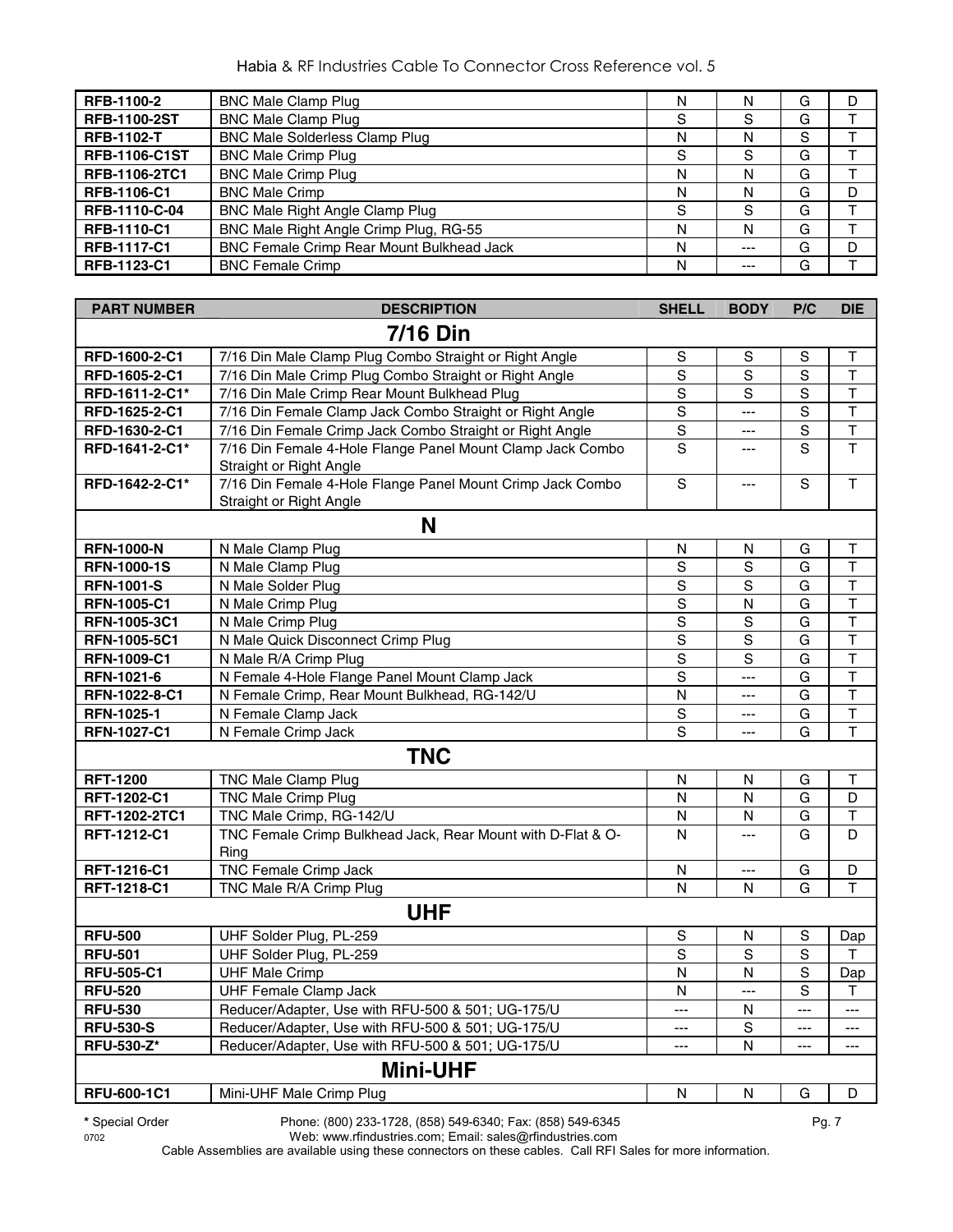| RFB-1100-2 | BNC Male Clamp Plug | N | N | G | D |
|---|---|---|---|---|---|
| RFB-1100-2ST | BNC Male Clamp Plug | S | S | G | T |
| RFB-1102-T | BNC Male Solderless Clamp Plug | N | N | S | T |
| RFB-1106-C1ST | BNC Male Crimp Plug | S | S | G | T |
| RFB-1106-2TC1 | BNC Male Crimp Plug | N | N | G | T |
| RFB-1106-C1 | BNC Male Crimp | N | N | G | D |
| RFB-1110-C-04 | BNC Male Right Angle Clamp Plug | S | S | G | T |
| RFB-1110-C1 | BNC Male Right Angle Crimp Plug, RG-55 | N | N | G | T |
| RFB-1117-C1 | BNC Female Crimp Rear Mount Bulkhead Jack | N | --- | G | D |
| RFB-1123-C1 | BNC Female Crimp | N | --- | G | T |

| PART NUMBER | DESCRIPTION | SHELL | BODY | P/C | DIE |
|---|---|---|---|---|---|
| | **7/16 Din** | | | | |
| RFD-1600-2-C1 | 7/16 Din Male Clamp Plug Combo Straight or Right Angle | S | S | S | T |
| RFD-1605-2-C1 | 7/16 Din Male Crimp Plug Combo Straight or Right Angle | S | S | S | T |
| RFD-1611-2-C1* | 7/16 Din Male Crimp Rear Mount Bulkhead Plug | S | S | S | T |
| RFD-1625-2-C1 | 7/16 Din Female Clamp Jack Combo Straight or Right Angle | S | --- | S | T |
| RFD-1630-2-C1 | 7/16 Din Female Crimp Jack Combo Straight or Right Angle | S | --- | S | T |
| RFD-1641-2-C1* | 7/16 Din Female 4-Hole Flange Panel Mount Clamp Jack Combo Straight or Right Angle | S | --- | S | T |
| RFD-1642-2-C1* | 7/16 Din Female 4-Hole Flange Panel Mount Crimp Jack Combo Straight or Right Angle | S | --- | S | T |
| | **N** | | | | |
| RFN-1000-N | N Male Clamp Plug | N | N | G | T |
| RFN-1000-1S | N Male Clamp Plug | S | S | G | T |
| RFN-1001-S | N Male Solder Plug | S | S | G | T |
| RFN-1005-C1 | N Male Crimp Plug | S | N | G | T |
| RFN-1005-3C1 | N Male Crimp Plug | S | S | G | T |
| RFN-1005-5C1 | N Male Quick Disconnect Crimp Plug | S | S | G | T |
| RFN-1009-C1 | N Male R/A Crimp Plug | S | S | G | T |
| RFN-1021-6 | N Female 4-Hole Flange Panel Mount Clamp Jack | S | --- | G | T |
| RFN-1022-8-C1 | N Female Crimp, Rear Mount Bulkhead, RG-142/U | N | --- | G | T |
| RFN-1025-1 | N Female Clamp Jack | S | --- | G | T |
| RFN-1027-C1 | N Female Crimp Jack | S | --- | G | T |
| | **TNC** | | | | |
| RFT-1200 | TNC Male Clamp Plug | N | N | G | T |
| RFT-1202-C1 | TNC Male Crimp Plug | N | N | G | D |
| RFT-1202-2TC1 | TNC Male Crimp, RG-142/U | N | N | G | T |
| RFT-1212-C1 | TNC Female Crimp Bulkhead Jack, Rear Mount with D-Flat & O-Ring | N | --- | G | D |
| RFT-1216-C1 | TNC Female Crimp Jack | N | --- | G | D |
| RFT-1218-C1 | TNC Male R/A Crimp Plug | N | N | G | T |
| | **UHF** | | | | |
| RFU-500 | UHF Solder Plug, PL-259 | S | N | S | Dap |
| RFU-501 | UHF Solder Plug, PL-259 | S | S | S | T |
| RFU-505-C1 | UHF Male Crimp | N | N | S | Dap |
| RFU-520 | UHF Female Clamp Jack | N | --- | S | T |
| RFU-530 | Reducer/Adapter, Use with RFU-500 & 501; UG-175/U | --- | N | --- | --- |
| RFU-530-S | Reducer/Adapter, Use with RFU-500 & 501; UG-175/U | --- | S | --- | --- |
| RFU-530-Z* | Reducer/Adapter, Use with RFU-500 & 501; UG-175/U | --- | N | --- | --- |
| | **Mini-UHF** | | | | |
| RFU-600-1C1 | Mini-UHF Male Crimp Plug | N | N | G | D |

* Special Order

Phone: (800) 233-1728, (858) 549-6340; Fax: (858) 549-6345
Web: www.rfindustries.com; Email: sales@rfindustries.com

Cable Assemblies are available using these connectors on these cables. Call RFI Sales for more information.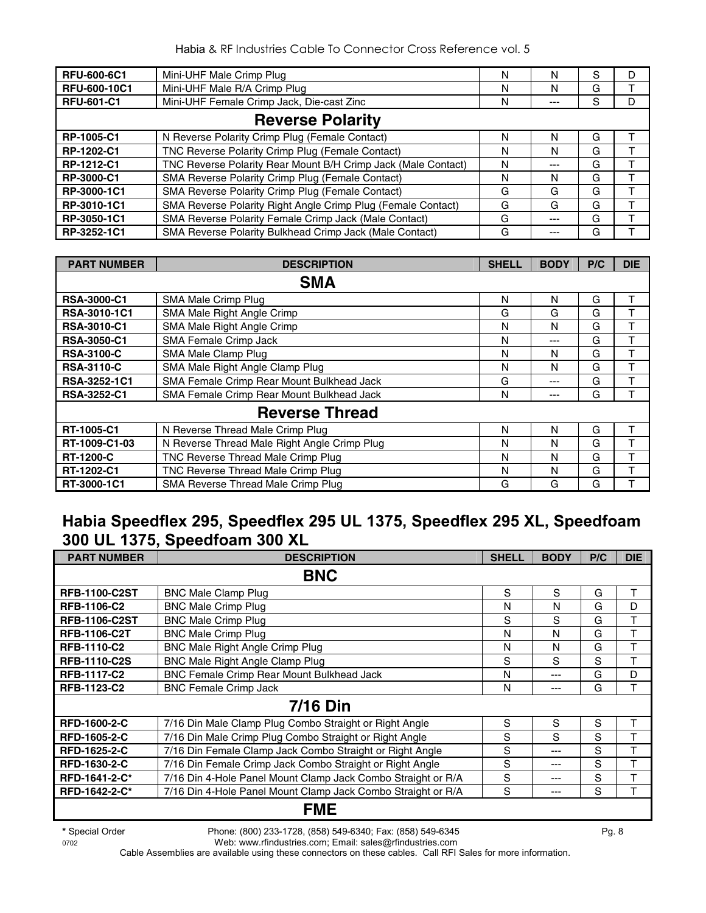| | | | | | |
|---|---|---|---|---|---|
| RFU-600-6C1 | Mini-UHF Male Crimp Plug | N | N | S | D |
| RFU-600-10C1 | Mini-UHF Male R/A Crimp Plug | N | N | G | T |
| RFU-601-C1 | Mini-UHF Female Crimp Jack, Die-cast Zinc | N | --- | S | D |
| | **Reverse Polarity** | | | | |
| RP-1005-C1 | N Reverse Polarity Crimp Plug (Female Contact) | N | N | G | T |
| RP-1202-C1 | TNC Reverse Polarity Crimp Plug (Female Contact) | N | N | G | T |
| RP-1212-C1 | TNC Reverse Polarity Rear Mount B/H Crimp Jack (Male Contact) | N | --- | G | T |
| RP-3000-C1 | SMA Reverse Polarity Crimp Plug (Female Contact) | N | N | G | T |
| RP-3000-1C1 | SMA Reverse Polarity Crimp Plug (Female Contact) | G | G | G | T |
| RP-3010-1C1 | SMA Reverse Polarity Right Angle Crimp Plug (Female Contact) | G | G | G | T |
| RP-3050-1C1 | SMA Reverse Polarity Female Crimp Jack (Male Contact) | G | --- | G | T |
| RP-3252-1C1 | SMA Reverse Polarity Bulkhead Crimp Jack (Male Contact) | G | --- | G | T |

| PART NUMBER | DESCRIPTION | SHELL | BODY | P/C | DIE |
|---|---|---|---|---|---|
| | **SMA** | | | | |
| RSA-3000-C1 | SMA Male Crimp Plug | N | N | G | T |
| RSA-3010-1C1 | SMA Male Right Angle Crimp | G | G | G | T |
| RSA-3010-C1 | SMA Male Right Angle Crimp | N | N | G | T |
| RSA-3050-C1 | SMA Female Crimp Jack | N | --- | G | T |
| RSA-3100-C | SMA Male Clamp Plug | N | N | G | T |
| RSA-3110-C | SMA Male Right Angle Clamp Plug | N | N | G | T |
| RSA-3252-1C1 | SMA Female Crimp Rear Mount Bulkhead Jack | G | --- | G | T |
| RSA-3252-C1 | SMA Female Crimp Rear Mount Bulkhead Jack | N | --- | G | T |
| | **Reverse Thread** | | | | |
| RT-1005-C1 | N Reverse Thread Male Crimp Plug | N | N | G | T |
| RT-1009-C1-03 | N Reverse Thread Male Right Angle Crimp Plug | N | N | G | T |
| RT-1200-C | TNC Reverse Thread Male Crimp Plug | N | N | G | T |
| RT-1202-C1 | TNC Reverse Thread Male Crimp Plug | N | N | G | T |
| RT-3000-1C1 | SMA Reverse Thread Male Crimp Plug | G | G | G | T |

## Habia Speedflex 295, Speedflex 295 UL 1375, Speedflex 295 XL, Speedfoam 300 UL 1375, Speedfoam 300 XL

| PART NUMBER | DESCRIPTION | SHELL | BODY | P/C | DIE |
|---|---|---|---|---|---|
| | **BNC** | | | | |
| RFB-1100-C2ST | BNC Male Clamp Plug | S | S | G | T |
| RFB-1106-C2 | BNC Male Crimp Plug | N | N | G | D |
| RFB-1106-C2ST | BNC Male Crimp Plug | S | S | G | T |
| RFB-1106-C2T | BNC Male Crimp Plug | N | N | G | T |
| RFB-1110-C2 | BNC Male Right Angle Crimp Plug | N | N | G | T |
| RFB-1110-C2S | BNC Male Right Angle Clamp Plug | S | S | S | T |
| RFB-1117-C2 | BNC Female Crimp Rear Mount Bulkhead Jack | N | --- | G | D |
| RFB-1123-C2 | BNC Female Crimp Jack | N | --- | G | T |
| | **7/16 Din** | | | | |
| RFD-1600-2-C | 7/16 Din Male Clamp Plug Combo Straight or Right Angle | S | S | S | T |
| RFD-1605-2-C | 7/16 Din Male Crimp Plug Combo Straight or Right Angle | S | S | S | T |
| RFD-1625-2-C | 7/16 Din Female Clamp Jack Combo Straight or Right Angle | S | --- | S | T |
| RFD-1630-2-C | 7/16 Din Female Crimp Jack Combo Straight or Right Angle | S | --- | S | T |
| RFD-1641-2-C* | 7/16 Din 4-Hole Panel Mount Clamp Jack Combo Straight or R/A | S | --- | S | T |
| RFD-1642-2-C* | 7/16 Din 4-Hole Panel Mount Clamp Jack Combo Straight or R/A | S | --- | S | T |
| | **FME** | | | | |

* Special Order Phone: (800) 233-1728, (858) 549-6340; Fax: (858) 549-6345
Web: www.rfindustries.com; Email: sales@rfindustries.com
Cable Assemblies are available using these connectors on these cables. Call RFI Sales for more information.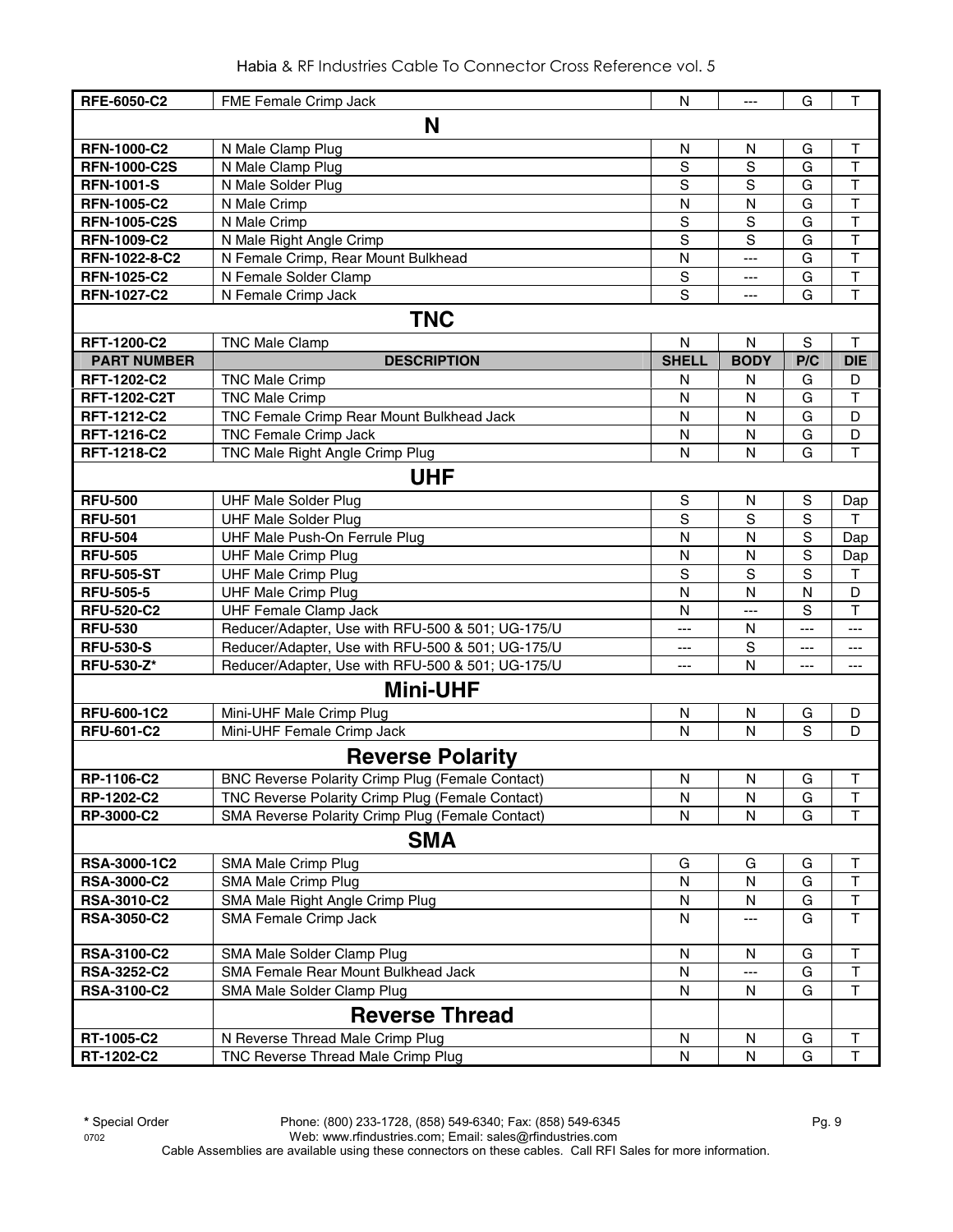| RFE-6050-C2 | FME Female Crimp Jack | N | --- | G | T |
|---|---|---|---|---|---|
| | **N** | | | | |
| **RFN-1000-C2** | N Male Clamp Plug | N | N | G | T |
| **RFN-1000-C2S** | N Male Clamp Plug | S | S | G | T |
| **RFN-1001-S** | N Male Solder Plug | S | S | G | T |
| **RFN-1005-C2** | N Male Crimp | N | N | G | T |
| **RFN-1005-C2S** | N Male Crimp | S | S | G | T |
| **RFN-1009-C2** | N Male Right Angle Crimp | S | S | G | T |
| **RFN-1022-8-C2** | N Female Crimp, Rear Mount Bulkhead | N | --- | G | T |
| **RFN-1025-C2** | N Female Solder Clamp | S | --- | G | T |
| **RFN-1027-C2** | N Female Crimp Jack | S | --- | G | T |
| | **TNC** | | | | |
| **RFT-1200-C2** | TNC Male Clamp | N | N | S | T |
| **PART NUMBER** | **DESCRIPTION** | **SHELL** | **BODY** | **P/C** | **DIE** |
| **RFT-1202-C2** | TNC Male Crimp | N | N | G | D |
| **RFT-1202-C2T** | TNC Male Crimp | N | N | G | T |
| **RFT-1212-C2** | TNC Female Crimp Rear Mount Bulkhead Jack | N | N | G | D |
| **RFT-1216-C2** | TNC Female Crimp Jack | N | N | G | D |
| **RFT-1218-C2** | TNC Male Right Angle Crimp Plug | N | N | G | T |
| | **UHF** | | | | |
| **RFU-500** | UHF Male Solder Plug | S | N | S | Dap |
| **RFU-501** | UHF Male Solder Plug | S | S | S | T |
| **RFU-504** | UHF Male Push-On Ferrule Plug | N | N | S | Dap |
| **RFU-505** | UHF Male Crimp Plug | N | N | S | Dap |
| **RFU-505-ST** | UHF Male Crimp Plug | S | S | S | T |
| **RFU-505-5** | UHF Male Crimp Plug | N | N | N | D |
| **RFU-520-C2** | UHF Female Clamp Jack | N | --- | S | T |
| **RFU-530** | Reducer/Adapter, Use with RFU-500 & 501; UG-175/U | --- | N | --- | --- |
| **RFU-530-S** | Reducer/Adapter, Use with RFU-500 & 501; UG-175/U | --- | S | --- | --- |
| **RFU-530-Z*** | Reducer/Adapter, Use with RFU-500 & 501; UG-175/U | --- | N | --- | --- |
| | **Mini-UHF** | | | | |
| **RFU-600-1C2** | Mini-UHF Male Crimp Plug | N | N | G | D |
| **RFU-601-C2** | Mini-UHF Female Crimp Jack | N | N | S | D |
| | **Reverse Polarity** | | | | |
| **RP-1106-C2** | BNC Reverse Polarity Crimp Plug (Female Contact) | N | N | G | T |
| **RP-1202-C2** | TNC Reverse Polarity Crimp Plug (Female Contact) | N | N | G | T |
| **RP-3000-C2** | SMA Reverse Polarity Crimp Plug (Female Contact) | N | N | G | T |
| | **SMA** | | | | |
| **RSA-3000-1C2** | SMA Male Crimp Plug | G | G | G | T |
| **RSA-3000-C2** | SMA Male Crimp Plug | N | N | G | T |
| **RSA-3010-C2** | SMA Male Right Angle Crimp Plug | N | N | G | T |
| **RSA-3050-C2** | SMA Female Crimp Jack | N | --- | G | T |
| **RSA-3100-C2** | SMA Male Solder Clamp Plug | N | N | G | T |
| **RSA-3252-C2** | SMA Female Rear Mount Bulkhead Jack | N | --- | G | T |
| **RSA-3100-C2** | SMA Male Solder Clamp Plug | N | N | G | T |
| | **Reverse Thread** | | | | |
| **RT-1005-C2** | N Reverse Thread Male Crimp Plug | N | N | G | T |
| **RT-1202-C2** | TNC Reverse Thread Male Crimp Plug | N | N | G | T |

**\*** Special Order

0702

Phone: (800) 233-1728, (858) 549-6340; Fax: (858) 549-6345
Web: www.rfindustries.com; Email: sales@rfindustries.com
Cable Assemblies are available using these connectors on these cables. Call RFI Sales for more information.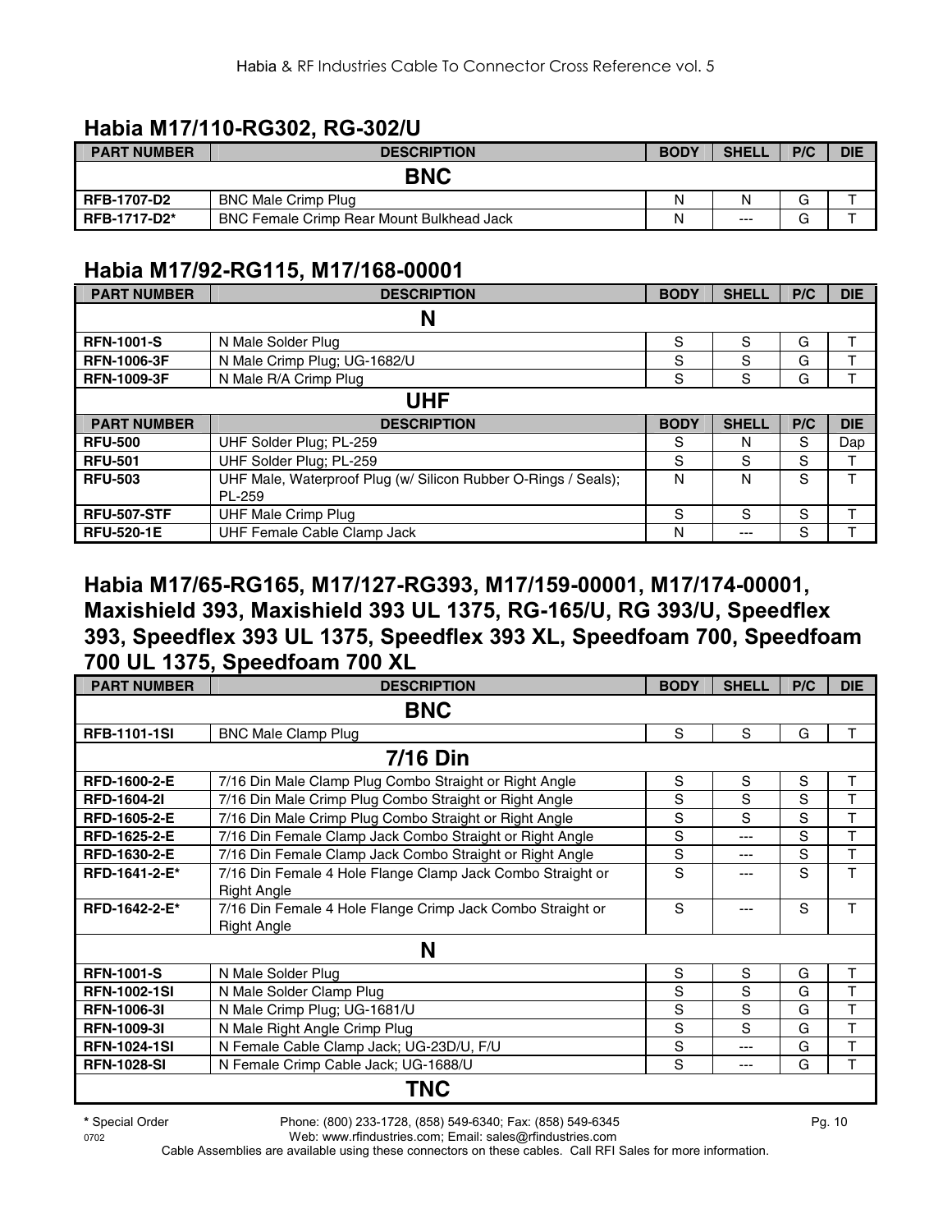## Habia M17/110-RG302, RG-302/U

| PART NUMBER | DESCRIPTION | BODY | SHELL | P/C | DIE |
|---|---|---|---|---|---|
| **BNC** | | | | | |
| **RFB-1707-D2** | BNC Male Crimp Plug | N | N | G | T |
| **RFB-1717-D2*** | BNC Female Crimp Rear Mount Bulkhead Jack | N | --- | G | T |

## Habia M17/92-RG115, M17/168-00001

| PART NUMBER | DESCRIPTION | BODY | SHELL | P/C | DIE |
|---|---|---|---|---|---|
| **N** | | | | | |
| **RFN-1001-S** | N Male Solder Plug | S | S | G | T |
| **RFN-1006-3F** | N Male Crimp Plug; UG-1682/U | S | S | G | T |
| **RFN-1009-3F** | N Male R/A Crimp Plug | S | S | G | T |
| **UHF** | | | | | |
| **PART NUMBER** | **DESCRIPTION** | **BODY** | **SHELL** | **P/C** | **DIE** |
| **RFU-500** | UHF Solder Plug; PL-259 | S | N | S | Dap |
| **RFU-501** | UHF Solder Plug; PL-259 | S | S | S | T |
| **RFU-503** | UHF Male, Waterproof Plug (w/ Silicon Rubber O-Rings / Seals); PL-259 | N | N | S | T |
| **RFU-507-STF** | UHF Male Crimp Plug | S | S | S | T |
| **RFU-520-1E** | UHF Female Cable Clamp Jack | N | --- | S | T |

## Habia M17/65-RG165, M17/127-RG393, M17/159-00001, M17/174-00001, Maxishield 393, Maxishield 393 UL 1375, RG-165/U, RG 393/U, Speedflex 393, Speedflex 393 UL 1375, Speedflex 393 XL, Speedfoam 700, Speedfoam 700 UL 1375, Speedfoam 700 XL

| PART NUMBER | DESCRIPTION | BODY | SHELL | P/C | DIE |
|---|---|---|---|---|---|
| **BNC** | | | | | |
| **RFB-1101-1SI** | BNC Male Clamp Plug | S | S | G | T |
| **7/16 Din** | | | | | |
| **RFD-1600-2-E** | 7/16 Din Male Clamp Plug Combo Straight or Right Angle | S | S | S | T |
| **RFD-1604-2I** | 7/16 Din Male Crimp Plug Combo Straight or Right Angle | S | S | S | T |
| **RFD-1605-2-E** | 7/16 Din Male Crimp Plug Combo Straight or Right Angle | S | S | S | T |
| **RFD-1625-2-E** | 7/16 Din Female Clamp Jack Combo Straight or Right Angle | S | --- | S | T |
| **RFD-1630-2-E** | 7/16 Din Female Clamp Jack Combo Straight or Right Angle | S | --- | S | T |
| **RFD-1641-2-E*** | 7/16 Din Female 4 Hole Flange Clamp Jack Combo Straight or Right Angle | S | --- | S | T |
| **RFD-1642-2-E*** | 7/16 Din Female 4 Hole Flange Crimp Jack Combo Straight or Right Angle | S | --- | S | T |
| **N** | | | | | |
| **RFN-1001-S** | N Male Solder Plug | S | S | G | T |
| **RFN-1002-1SI** | N Male Solder Clamp Plug | S | S | G | T |
| **RFN-1006-3I** | N Male Crimp Plug; UG-1681/U | S | S | G | T |
| **RFN-1009-3I** | N Male Right Angle Crimp Plug | S | S | G | T |
| **RFN-1024-1SI** | N Female Cable Clamp Jack; UG-23D/U, F/U | S | --- | G | T |
| **RFN-1028-SI** | N Female Crimp Cable Jack; UG-1688/U | S | --- | G | T |
| **TNC** | | | | | |

**\*** Special Order

Phone: (800) 233-1728, (858) 549-6340; Fax: (858) 549-6345
Web: www.rfindustries.com; Email: sales@rfindustries.com
Cable Assemblies are available using these connectors on these cables. Call RFI Sales for more information.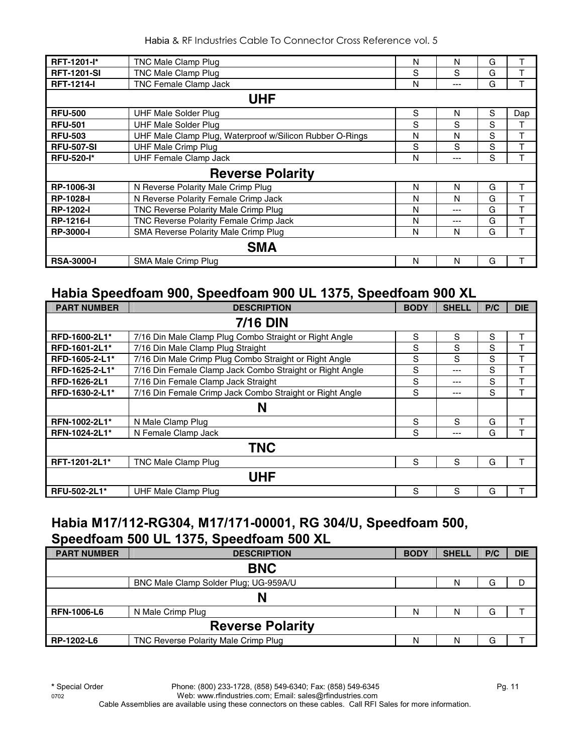| | | | | | |
|---|---|---|---|---|---|
| **RFT-1201-I*** | TNC Male Clamp Plug | N | N | G | T |
| **RFT-1201-SI** | TNC Male Clamp Plug | S | S | G | T |
| **RFT-1214-I** | TNC Female Clamp Jack | N | --- | G | T |
| | **UHF** | | | | |
| **RFU-500** | UHF Male Solder Plug | S | N | S | Dap |
| **RFU-501** | UHF Male Solder Plug | S | S | S | T |
| **RFU-503** | UHF Male Clamp Plug, Waterproof w/Silicon Rubber O-Rings | N | N | S | T |
| **RFU-507-SI** | UHF Male Crimp Plug | S | S | S | T |
| **RFU-520-I*** | UHF Female Clamp Jack | N | --- | S | T |
| | **Reverse Polarity** | | | | |
| **RP-1006-3I** | N Reverse Polarity Male Crimp Plug | N | N | G | T |
| **RP-1028-I** | N Reverse Polarity Female Crimp Jack | N | N | G | T |
| **RP-1202-I** | TNC Reverse Polarity Male Crimp Plug | N | --- | G | T |
| **RP-1216-I** | TNC Reverse Polarity Female Crimp Jack | N | --- | G | T |
| **RP-3000-I** | SMA Reverse Polarity Male Crimp Plug | N | N | G | T |
| | **SMA** | | | | |
| **RSA-3000-I** | SMA Male Crimp Plug | N | N | G | T |

## Habia Speedfoam 900, Speedfoam 900 UL 1375, Speedfoam 900 XL

| PART NUMBER | DESCRIPTION | BODY | SHELL | P/C | DIE |
|---|---|---|---|---|---|
| | **7/16 DIN** | | | | |
| **RFD-1600-2L1*** | 7/16 Din Male Clamp Plug Combo Straight or Right Angle | S | S | S | T |
| **RFD-1601-2L1*** | 7/16 Din Male Clamp Plug Straight | S | S | S | T |
| **RFD-1605-2-L1*** | 7/16 Din Male Crimp Plug Combo Straight or Right Angle | S | S | S | T |
| **RFD-1625-2-L1*** | 7/16 Din Female Clamp Jack Combo Straight or Right Angle | S | --- | S | T |
| **RFD-1626-2L1** | 7/16 Din Female Clamp Jack Straight | S | --- | S | T |
| **RFD-1630-2-L1*** | 7/16 Din Female Crimp Jack Combo Straight or Right Angle | S | --- | S | T |
| | **N** | | | | |
| **RFN-1002-2L1*** | N Male Clamp Plug | S | S | G | T |
| **RFN-1024-2L1*** | N Female Clamp Jack | S | --- | G | T |
| | **TNC** | | | | |
| **RFT-1201-2L1*** | TNC Male Clamp Plug | S | S | G | T |
| | **UHF** | | | | |
| **RFU-502-2L1*** | UHF Male Clamp Plug | S | S | G | T |

## Habia M17/112-RG304, M17/171-00001, RG 304/U, Speedfoam 500, Speedfoam 500 UL 1375, Speedfoam 500 XL

| PART NUMBER | DESCRIPTION | BODY | SHELL | P/C | DIE |
|---|---|---|---|---|---|
| | **BNC** | | | | |
| | BNC Male Clamp Solder Plug; UG-959A/U | | N | G | D |
| | **N** | | | | |
| **RFN-1006-L6** | N Male Crimp Plug | N | N | G | T |
| | **Reverse Polarity** | | | | |
| **RP-1202-L6** | TNC Reverse Polarity Male Crimp Plug | N | N | G | T |

**\*** Special Order

Phone: (800) 233-1728, (858) 549-6340; Fax: (858) 549-6345
Web: www.rfindustries.com; Email: sales@rfindustries.com
Cable Assemblies are available using these connectors on these cables. Call RFI Sales for more information.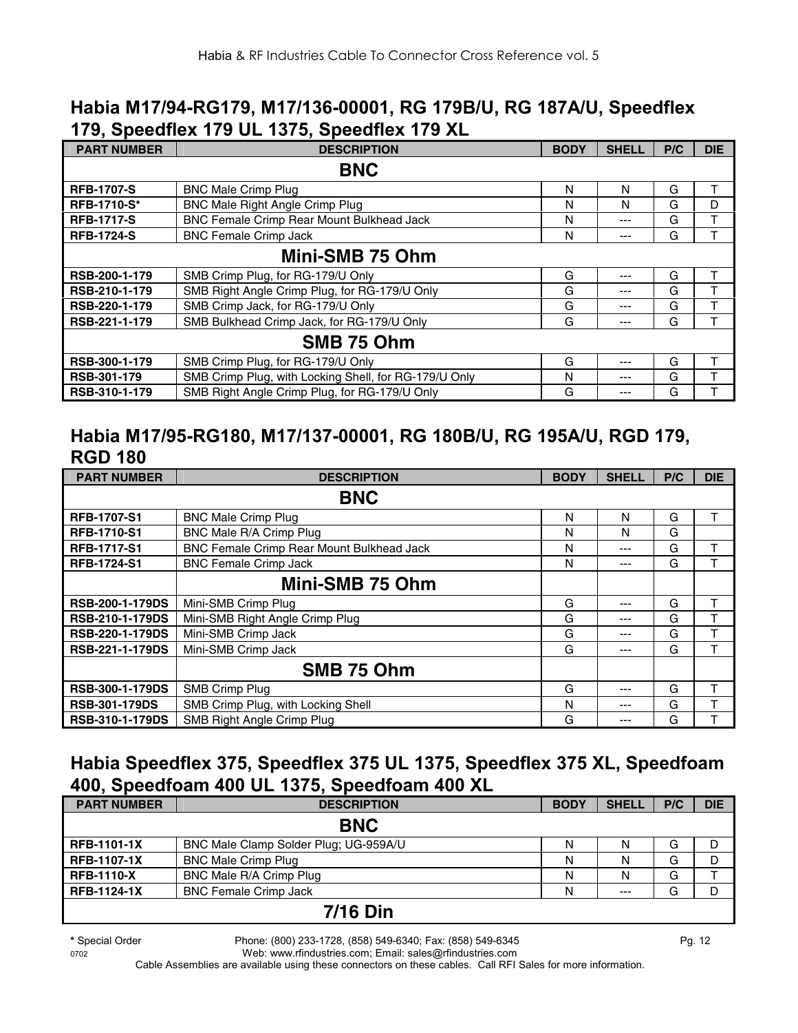## Habia M17/94-RG179, M17/136-00001, RG 179B/U, RG 187A/U, Speedflex 179, Speedflex 179 UL 1375, Speedflex 179 XL

| PART NUMBER | DESCRIPTION | BODY | SHELL | P/C | DIE |
|---|---|---|---|---|---|
| | **BNC** | | | | |
| **RFB-1707-S** | BNC Male Crimp Plug | N | N | G | T |
| **RFB-1710-S*** | BNC Male Right Angle Crimp Plug | N | N | G | D |
| **RFB-1717-S** | BNC Female Crimp Rear Mount Bulkhead Jack | N | --- | G | T |
| **RFB-1724-S** | BNC Female Crimp Jack | N | --- | G | T |
| | **Mini-SMB 75 Ohm** | | | | |
| **RSB-200-1-179** | SMB Crimp Plug, for RG-179/U Only | G | --- | G | T |
| **RSB-210-1-179** | SMB Right Angle Crimp Plug, for RG-179/U Only | G | --- | G | T |
| **RSB-220-1-179** | SMB Crimp Jack, for RG-179/U Only | G | --- | G | T |
| **RSB-221-1-179** | SMB Bulkhead Crimp Jack, for RG-179/U Only | G | --- | G | T |
| | **SMB 75 Ohm** | | | | |
| **RSB-300-1-179** | SMB Crimp Plug, for RG-179/U Only | G | --- | G | T |
| **RSB-301-179** | SMB Crimp Plug, with Locking Shell, for RG-179/U Only | N | --- | G | T |
| **RSB-310-1-179** | SMB Right Angle Crimp Plug, for RG-179/U Only | G | --- | G | T |

## Habia M17/95-RG180, M17/137-00001, RG 180B/U, RG 195A/U, RGD 179, RGD 180

| PART NUMBER | DESCRIPTION | BODY | SHELL | P/C | DIE |
|---|---|---|---|---|---|
| | **BNC** | | | | |
| **RFB-1707-S1** | BNC Male Crimp Plug | N | N | G | T |
| **RFB-1710-S1** | BNC Male R/A Crimp Plug | N | N | G | |
| **RFB-1717-S1** | BNC Female Crimp Rear Mount Bulkhead Jack | N | --- | G | T |
| **RFB-1724-S1** | BNC Female Crimp Jack | N | --- | G | T |
| | **Mini-SMB 75 Ohm** | | | | |
| **RSB-200-1-179DS** | Mini-SMB Crimp Plug | G | --- | G | T |
| **RSB-210-1-179DS** | Mini-SMB Right Angle Crimp Plug | G | --- | G | T |
| **RSB-220-1-179DS** | Mini-SMB Crimp Jack | G | --- | G | T |
| **RSB-221-1-179DS** | Mini-SMB Crimp Jack | G | --- | G | T |
| | **SMB 75 Ohm** | | | | |
| **RSB-300-1-179DS** | SMB Crimp Plug | G | --- | G | T |
| **RSB-301-179DS** | SMB Crimp Plug, with Locking Shell | N | --- | G | T |
| **RSB-310-1-179DS** | SMB Right Angle Crimp Plug | G | --- | G | T |

## Habia Speedflex 375, Speedflex 375 UL 1375, Speedflex 375 XL, Speedfoam 400, Speedfoam 400 UL 1375, Speedfoam 400 XL

| PART NUMBER | DESCRIPTION | BODY | SHELL | P/C | DIE |
|---|---|---|---|---|---|
| | **BNC** | | | | |
| **RFB-1101-1X** | BNC Male Clamp Solder Plug; UG-959A/U | N | N | G | D |
| **RFB-1107-1X** | BNC Male Crimp Plug | N | N | G | D |
| **RFB-1110-X** | BNC Male R/A Crimp Plug | N | N | G | T |
| **RFB-1124-1X** | BNC Female Crimp Jack | N | --- | G | D |
| | **7/16 Din** | | | | |

**\*** Special Order

Phone: (800) 233-1728, (858) 549-6340; Fax: (858) 549-6345
Web: www.rfindustries.com; Email: sales@rfindustries.com
Cable Assemblies are available using these connectors on these cables. Call RFI Sales for more information.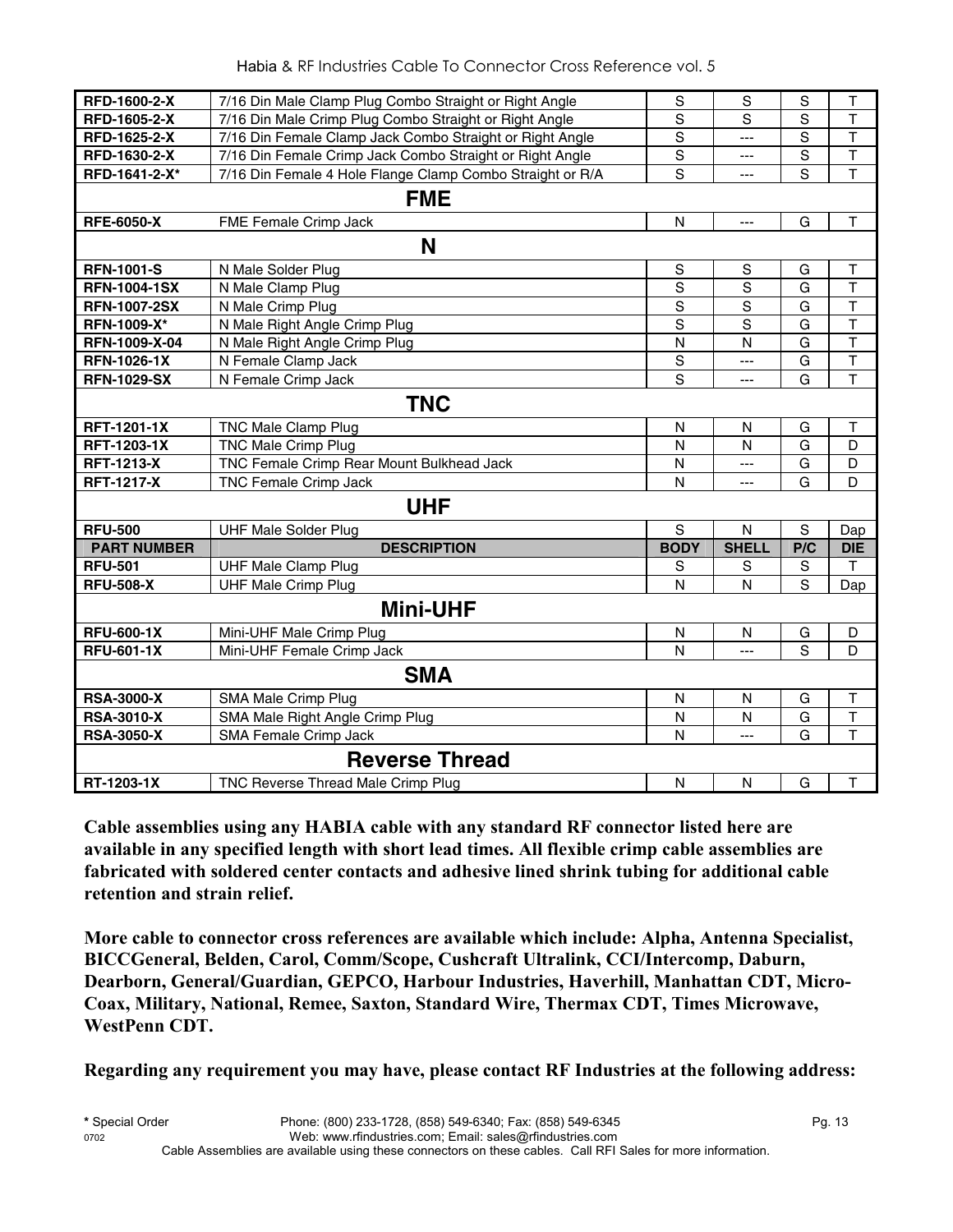| PART NUMBER | DESCRIPTION | BODY | SHELL | P/C | DIE |
|---|---|---|---|---|---|
| RFD-1600-2-X | 7/16 Din Male Clamp Plug Combo Straight or Right Angle | S | S | S | T |
| RFD-1605-2-X | 7/16 Din Male Crimp Plug Combo Straight or Right Angle | S | S | S | T |
| RFD-1625-2-X | 7/16 Din Female Clamp Jack Combo Straight or Right Angle | S | --- | S | T |
| RFD-1630-2-X | 7/16 Din Female Crimp Jack Combo Straight or Right Angle | S | --- | S | T |
| RFD-1641-2-X* | 7/16 Din Female 4 Hole Flange Clamp Combo Straight or R/A | S | --- | S | T |
| | **FME** | | | | |
| RFE-6050-X | FME Female Crimp Jack | N | --- | G | T |
| | **N** | | | | |
| RFN-1001-S | N Male Solder Plug | S | S | G | T |
| RFN-1004-1SX | N Male Clamp Plug | S | S | G | T |
| RFN-1007-2SX | N Male Crimp Plug | S | S | G | T |
| RFN-1009-X* | N Male Right Angle Crimp Plug | S | S | G | T |
| RFN-1009-X-04 | N Male Right Angle Crimp Plug | N | N | G | T |
| RFN-1026-1X | N Female Clamp Jack | S | --- | G | T |
| RFN-1029-SX | N Female Crimp Jack | S | --- | G | T |
| | **TNC** | | | | |
| RFT-1201-1X | TNC Male Clamp Plug | N | N | G | T |
| RFT-1203-1X | TNC Male Crimp Plug | N | N | G | D |
| RFT-1213-X | TNC Female Crimp Rear Mount Bulkhead Jack | N | --- | G | D |
| RFT-1217-X | TNC Female Crimp Jack | N | --- | G | D |
| | **UHF** | | | | |
| RFU-500 | UHF Male Solder Plug | S | N | S | Dap |
| RFU-501 | UHF Male Clamp Plug | S | S | S | T |
| RFU-508-X | UHF Male Crimp Plug | N | N | S | Dap |
| | **Mini-UHF** | | | | |
| RFU-600-1X | Mini-UHF Male Crimp Plug | N | N | G | D |
| RFU-601-1X | Mini-UHF Female Crimp Jack | N | --- | S | D |
| | **SMA** | | | | |
| RSA-3000-X | SMA Male Crimp Plug | N | N | G | T |
| RSA-3010-X | SMA Male Right Angle Crimp Plug | N | N | G | T |
| RSA-3050-X | SMA Female Crimp Jack | N | --- | G | T |
| | **Reverse Thread** | | | | |
| RT-1203-1X | TNC Reverse Thread Male Crimp Plug | N | N | G | T |

**Cable assemblies using any HABIA cable with any standard RF connector listed here are available in any specified length with short lead times. All flexible crimp cable assemblies are fabricated with soldered center contacts and adhesive lined shrink tubing for additional cable retention and strain relief.**

**More cable to connector cross references are available which include: Alpha, Antenna Specialist, BICCGeneral, Belden, Carol, Comm/Scope, Cushcraft Ultralink, CCI/Intercomp, Daburn, Dearborn, General/Guardian, GEPCO, Harbour Industries, Haverhill, Manhattan CDT, Micro-Coax, Military, National, Remee, Saxton, Standard Wire, Thermax CDT, Times Microwave, WestPenn CDT.**

**Regarding any requirement you may have, please contact RF Industries at the following address:**

**\*** Special Order

Phone: (800) 233-1728, (858) 549-6340; Fax: (858) 549-6345
Web: www.rfindustries.com; Email: sales@rfindustries.com

Cable Assemblies are available using these connectors on these cables. Call RFI Sales for more information.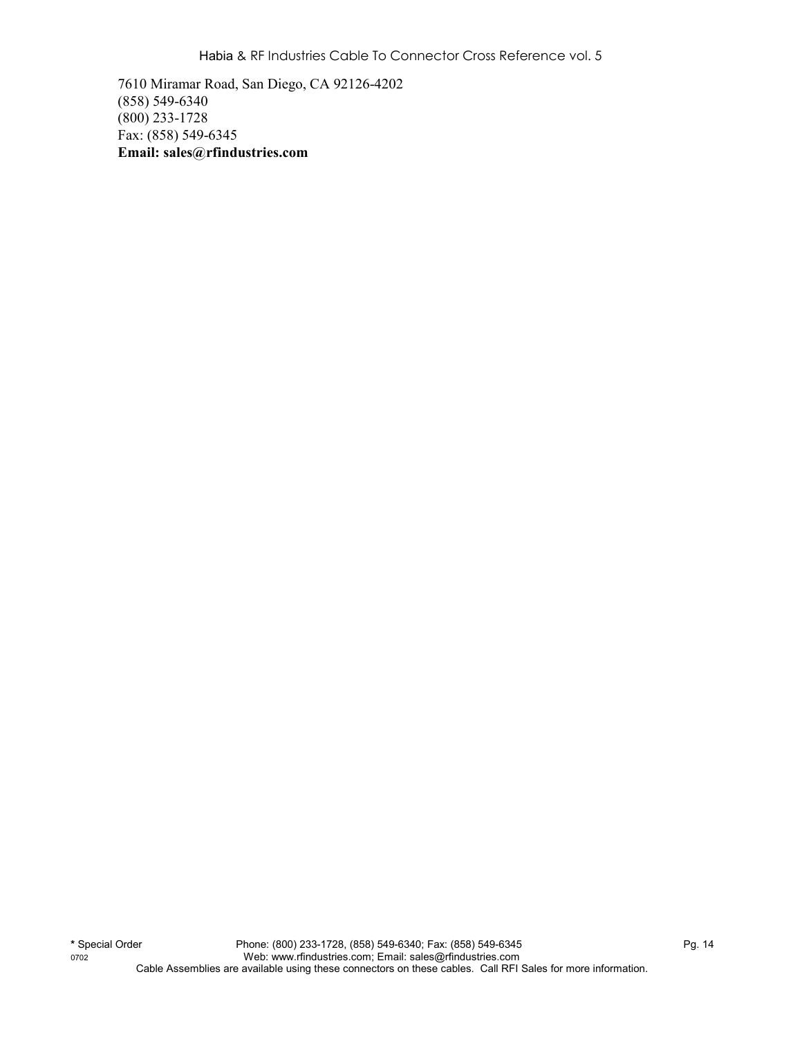7610 Miramar Road, San Diego, CA 92126-4202
(858) 549-6340
(800) 233-1728
Fax: (858) 549-6345
**Email: sales@rfindustries.com**